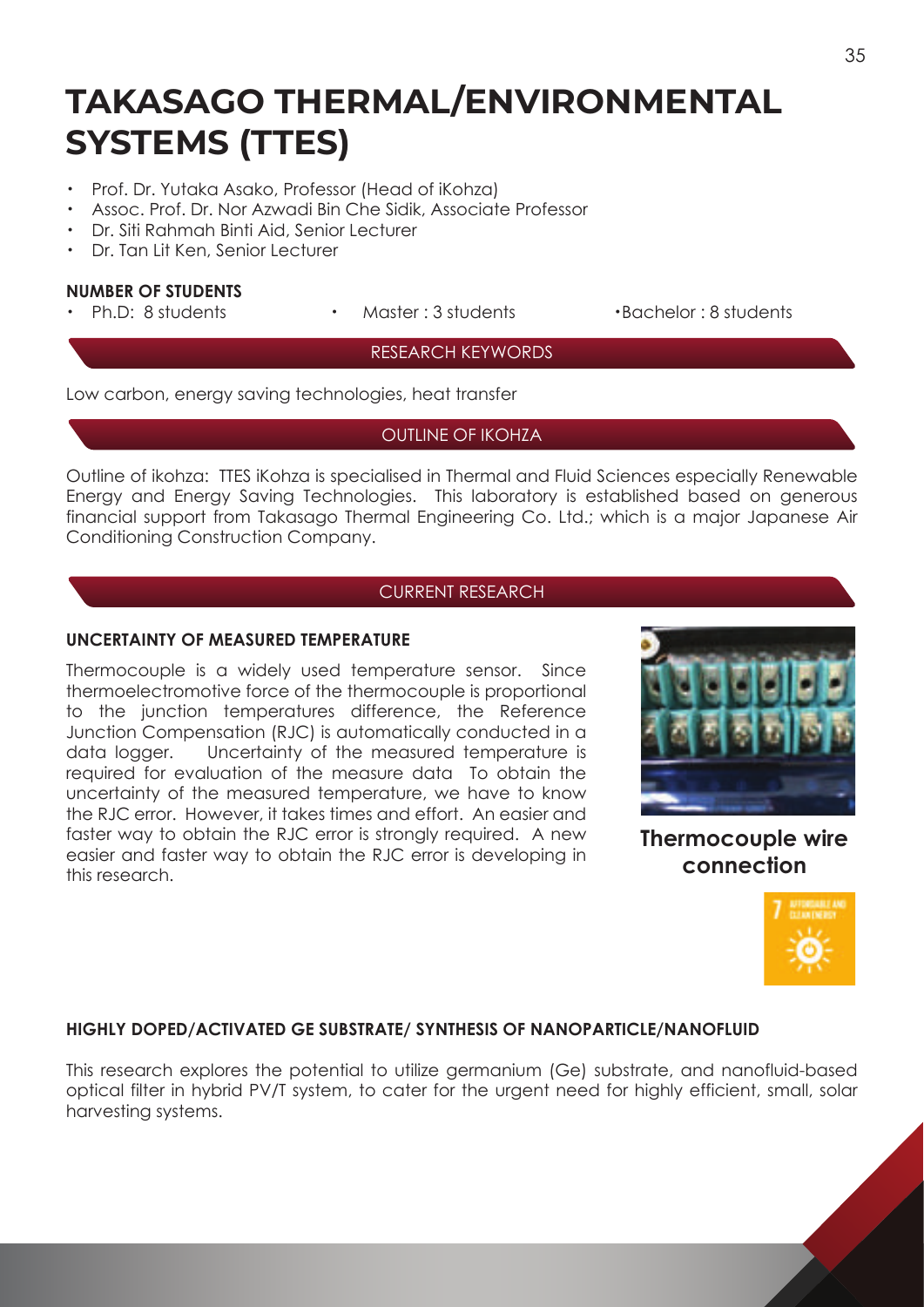# TAKASAGO THERMAL/ENVIRONMENTAL SYSTEMS (TTES)

- Prof. Dr. Yutaka Asako, Professor (Head of iKohza)
- Assoc. Prof. Dr. Nor Azwadi Bin Che Sidik, Associate Professor
- Dr. Siti Rahmah Binti Aid, Senior Lecturer
- Dr. Tan Lit Ken, Senior Lecturer

**NUMBER OF STUDENTS**

- Ph.D: 8 students
- Master : 3 students
- Bachelor : 8 students

## RESEARCH KEYWORDS

Low carbon, energy saving technologies, heat transfer

## OUTLINE OF IKOHZA

Outline of ikohza: TTES iKohza is specialised in Thermal and Fluid Sciences especially Renewable Energy and Energy Saving Technologies. This laboratory is established based on generous financial support from Takasago Thermal Engineering Co. Ltd.; which is a major Japanese Air Conditioning Construction Company.

## CURRENT RESEARCH

### UNCERTAINTY OF MEASURED TEMPERATURE

Thermocouple is a widely used temperature sensor. Since thermoelectromotive force of the thermocouple is proportional to the junction temperatures difference, the Reference Junction Compensation (RJC) is automatically conducted in a data logger. Uncertainty of the measured temperature is required for evaluation of the measure data To obtain the uncertainty of the measured temperature, we have to know the RJC error. However, it takes times and effort. An easier and faster way to obtain the RJC error is strongly required. A new easier and faster way to obtain the RJC error is developing in this research.

**Thermocouple wire connection**

### HIGHLY DOPED/ACTIVATED GE SUBSTRATE/ SYNTHESIS OF NANOPARTICLE/NANOFLUID

This research explores the potential to utilize germanium (Ge) substrate, and nanofluid-based optical filter in hybrid PV/T system, to cater for the urgent need for highly efficient, small, solar harvesting systems.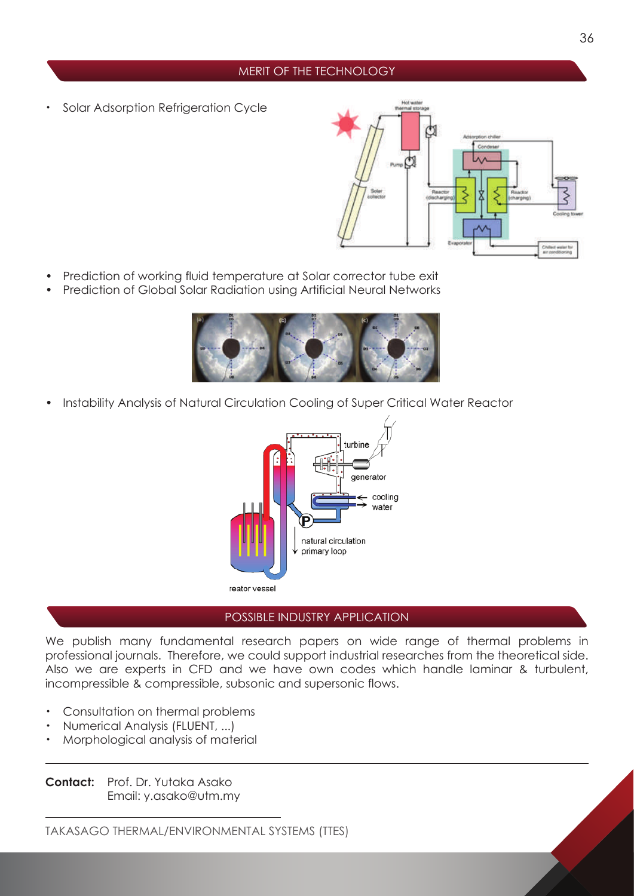## MERIT OF THE TECHNOLOGY

- Solar Adsorption Refrigeration Cycle

Hot water thermal storage

Pump

Solar collector

Adsorption chiller

Condenser

Reactor (discharging)

Reactor (charging)

Cooling tower

Evaporator

Chilled water for air conditioning

- Prediction of working fluid temperature at Solar corrector tube exit
- Prediction of Global Solar Radiation using Artificial Neural Networks

(a) (b) (c)

- Instability Analysis of Natural Circulation Cooling of Super Critical Water Reactor

turbine

generator

cooling water

P

natural circulation primary loop

reator vessel

## POSSIBLE INDUSTRY APPLICATION

We publish many fundamental research papers on wide range of thermal problems in professional journals. Therefore, we could support industrial researches from the theoretical side. Also we are experts in CFD and we have own codes which handle laminar & turbulent, incompressible & compressible, subsonic and supersonic flows.

- Consultation on thermal problems
- Numerical Analysis (FLUENT, ...)
- Morphological analysis of material

**Contact:** Prof. Dr. Yutaka Asako
Email: y.asako@utm.my

TAKASAGO THERMAL/ENVIRONMENTAL SYSTEMS (TTES)